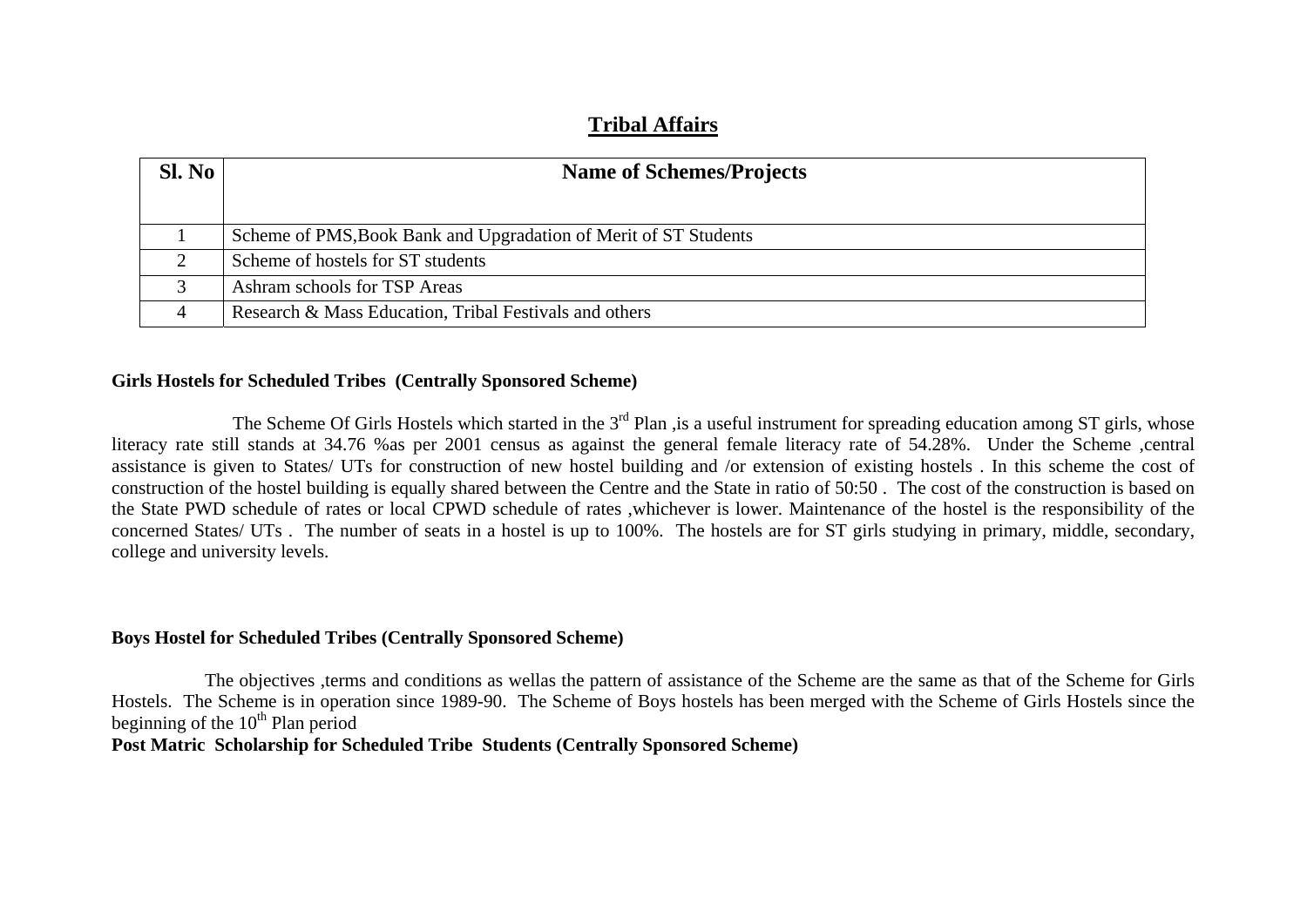# Tribal Affairs

| Sl. No | Name of Schemes/Projects |
|---|---|
| 1 | Scheme of PMS,Book Bank and Upgradation of Merit of ST Students |
| 2 | Scheme of hostels for ST students |
| 3 | Ashram schools for TSP Areas |
| 4 | Research & Mass Education, Tribal Festivals and others |

**Girls Hostels for Scheduled Tribes (Centrally Sponsored Scheme)**

The Scheme Of Girls Hostels which started in the 3rd Plan ,is a useful instrument for spreading education among ST girls, whose literacy rate still stands at 34.76 %as per 2001 census as against the general female literacy rate of 54.28%. Under the Scheme ,central assistance is given to States/ UTs for construction of new hostel building and /or extension of existing hostels . In this scheme the cost of construction of the hostel building is equally shared between the Centre and the State in ratio of 50:50 . The cost of the construction is based on the State PWD schedule of rates or local CPWD schedule of rates ,whichever is lower. Maintenance of the hostel is the responsibility of the concerned States/ UTs . The number of seats in a hostel is up to 100%. The hostels are for ST girls studying in primary, middle, secondary, college and university levels.

**Boys Hostel for Scheduled Tribes (Centrally Sponsored Scheme)**

The objectives ,terms and conditions as wellas the pattern of assistance of the Scheme are the same as that of the Scheme for Girls Hostels. The Scheme is in operation since 1989-90. The Scheme of Boys hostels has been merged with the Scheme of Girls Hostels since the beginning of the 10th Plan period

**Post Matric Scholarship for Scheduled Tribe Students (Centrally Sponsored Scheme)**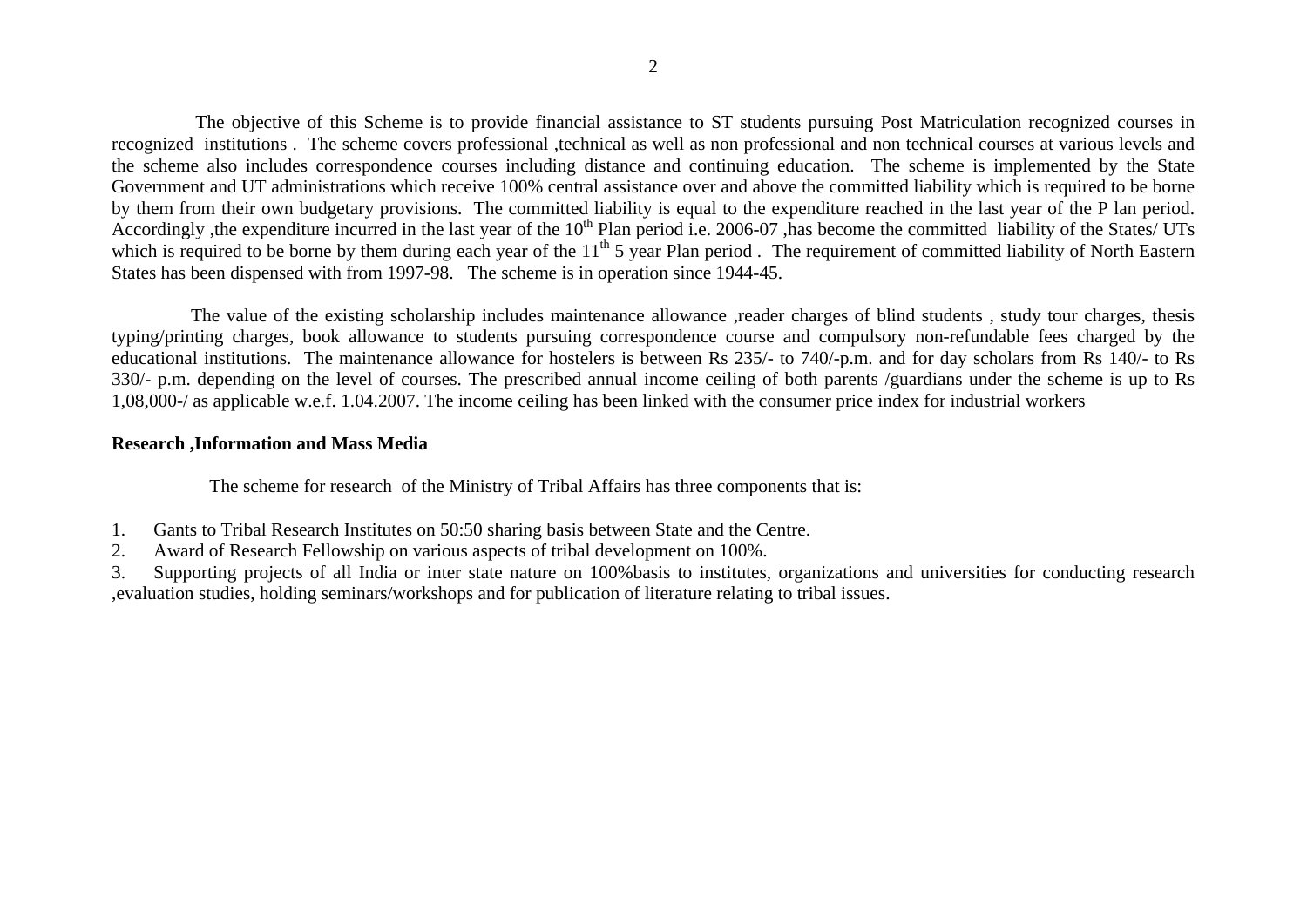The objective of this Scheme is to provide financial assistance to ST students pursuing Post Matriculation recognized courses in recognized institutions . The scheme covers professional ,technical as well as non professional and non technical courses at various levels and the scheme also includes correspondence courses including distance and continuing education. The scheme is implemented by the State Government and UT administrations which receive 100% central assistance over and above the committed liability which is required to be borne by them from their own budgetary provisions. The committed liability is equal to the expenditure reached in the last year of the P lan period. Accordingly ,the expenditure incurred in the last year of the 10th Plan period i.e. 2006-07 ,has become the committed liability of the States/ UTs which is required to be borne by them during each year of the 11th 5 year Plan period . The requirement of committed liability of North Eastern States has been dispensed with from 1997-98. The scheme is in operation since 1944-45.

The value of the existing scholarship includes maintenance allowance ,reader charges of blind students , study tour charges, thesis typing/printing charges, book allowance to students pursuing correspondence course and compulsory non-refundable fees charged by the educational institutions. The maintenance allowance for hostelers is between Rs 235/- to 740/-p.m. and for day scholars from Rs 140/- to Rs 330/- p.m. depending on the level of courses. The prescribed annual income ceiling of both parents /guardians under the scheme is up to Rs 1,08,000-/ as applicable w.e.f. 1.04.2007. The income ceiling has been linked with the consumer price index for industrial workers

**Research ,Information and Mass Media**

The scheme for research of the Ministry of Tribal Affairs has three components that is:

1. Gants to Tribal Research Institutes on 50:50 sharing basis between State and the Centre.
2. Award of Research Fellowship on various aspects of tribal development on 100%.
3. Supporting projects of all India or inter state nature on 100%basis to institutes, organizations and universities for conducting research ,evaluation studies, holding seminars/workshops and for publication of literature relating to tribal issues.